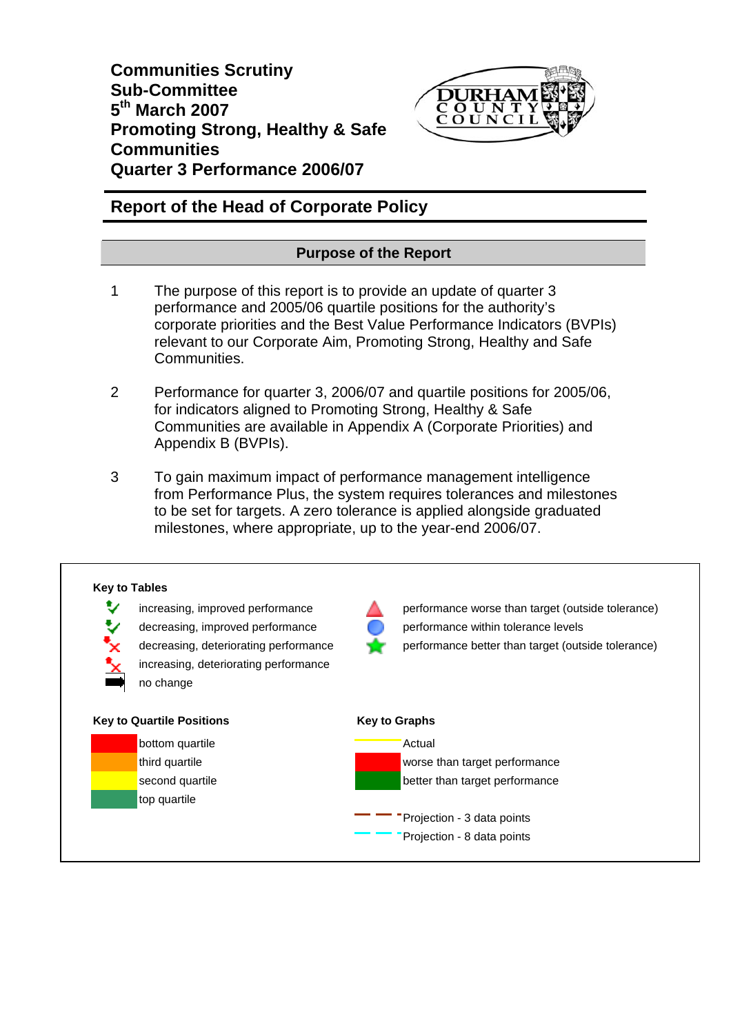# Communities Scrutiny Sub-Committee
# 5th March 2007
# Promoting Strong, Healthy & Safe Communities
# Quarter 3 Performance 2006/07

## Report of the Head of Corporate Policy

### Purpose of the Report

1. The purpose of this report is to provide an update of quarter 3 performance and 2005/06 quartile positions for the authority's corporate priorities and the Best Value Performance Indicators (BVPIs) relevant to our Corporate Aim, Promoting Strong, Healthy and Safe Communities.

2. Performance for quarter 3, 2006/07 and quartile positions for 2005/06, for indicators aligned to Promoting Strong, Healthy & Safe Communities are available in Appendix A (Corporate Priorities) and Appendix B (BVPIs).

3. To gain maximum impact of performance management intelligence from Performance Plus, the system requires tolerances and milestones to be set for targets. A zero tolerance is applied alongside graduated milestones, where appropriate, up to the year-end 2006/07.

**Key to Tables**

- increasing, improved performance
- decreasing, improved performance
- decreasing, deteriorating performance
- increasing, deteriorating performance
- no change

- performance worse than target (outside tolerance)
- performance within tolerance levels
- performance better than target (outside tolerance)

**Key to Quartile Positions**

- bottom quartile
- third quartile
- second quartile
- top quartile

**Key to Graphs**

- Actual
- worse than target performance
- better than target performance
- Projection - 3 data points
- Projection - 8 data points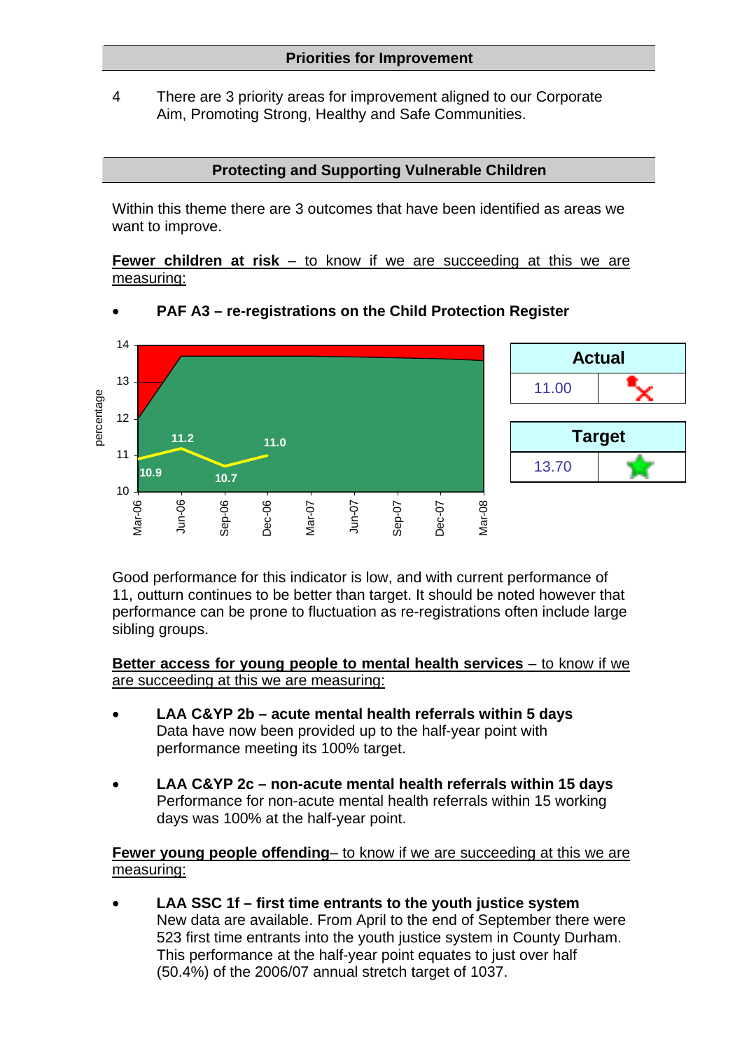## Priorities for Improvement

4 There are 3 priority areas for improvement aligned to our Corporate Aim, Promoting Strong, Healthy and Safe Communities.

## Protecting and Supporting Vulnerable Children

Within this theme there are 3 outcomes that have been identified as areas we want to improve.

**Fewer children at risk** – to know if we are succeeding at this we are measuring:

- **PAF A3 – re-registrations on the Child Protection Register**

| Actual | |
|---|---|
| 11.00 | |

| Target | |
|---|---|
| 13.70 | |

Good performance for this indicator is low, and with current performance of 11, outturn continues to be better than target. It should be noted however that performance can be prone to fluctuation as re-registrations often include large sibling groups.

**Better access for young people to mental health services** – to know if we are succeeding at this we are measuring:

- **LAA C&YP 2b – acute mental health referrals within 5 days**
  Data have now been provided up to the half-year point with performance meeting its 100% target.

- **LAA C&YP 2c – non-acute mental health referrals within 15 days**
  Performance for non-acute mental health referrals within 15 working days was 100% at the half-year point.

**Fewer young people offending**– to know if we are succeeding at this we are measuring:

- **LAA SSC 1f – first time entrants to the youth justice system**
  New data are available. From April to the end of September there were 523 first time entrants into the youth justice system in County Durham. This performance at the half-year point equates to just over half (50.4%) of the 2006/07 annual stretch target of 1037.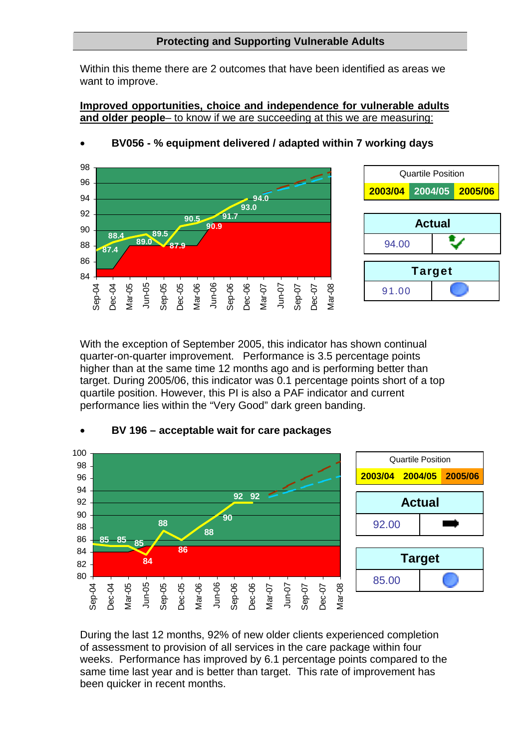## Protecting and Supporting Vulnerable Adults

Within this theme there are 2 outcomes that have been identified as areas we want to improve.

**<u>Improved opportunities, choice and independence for vulnerable adults and older people</u>**<u>– to know if we are succeeding at this we are measuring:</u>

- **BV056 - % equipment delivered / adapted within 7 working days**

| Quartile Position | | |
|---|---|---|
| 2003/04 | 2004/05 | 2005/06 |

| Actual | |
|---|---|
| 94.00 | ✔ |

| Target | |
|---|---|
| 91.00 | ● |

With the exception of September 2005, this indicator has shown continual quarter-on-quarter improvement. Performance is 3.5 percentage points higher than at the same time 12 months ago and is performing better than target. During 2005/06, this indicator was 0.1 percentage points short of a top quartile position. However, this PI is also a PAF indicator and current performance lies within the "Very Good" dark green banding.

- **BV 196 – acceptable wait for care packages**

| Quartile Position | | |
|---|---|---|
| 2003/04 | 2004/05 | 2005/06 |

| Actual | |
|---|---|
| 92.00 | ➡ |

| Target | |
|---|---|
| 85.00 | ● |

During the last 12 months, 92% of new older clients experienced completion of assessment to provision of all services in the care package within four weeks. Performance has improved by 6.1 percentage points compared to the same time last year and is better than target. This rate of improvement has been quicker in recent months.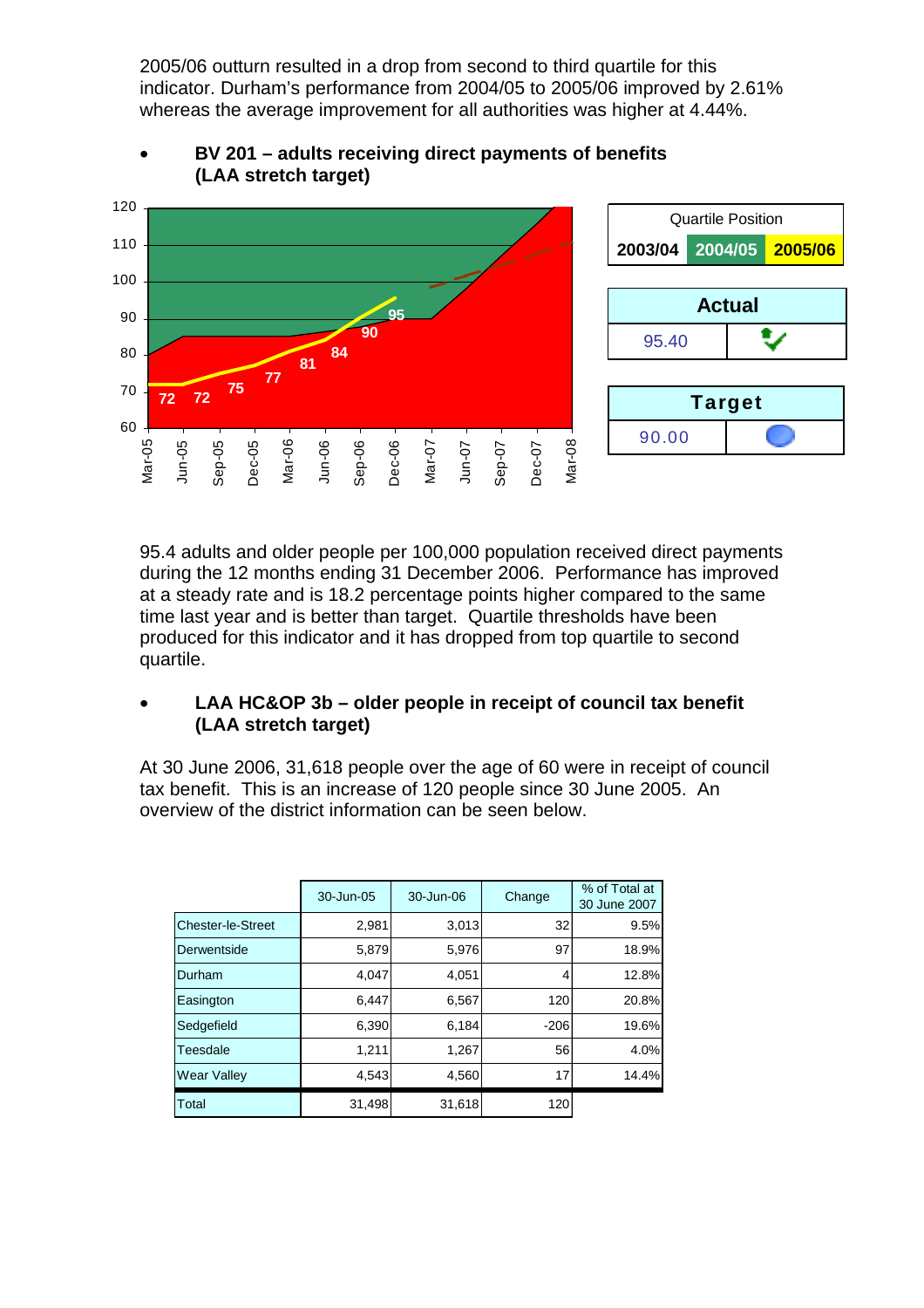2005/06 outturn resulted in a drop from second to third quartile for this indicator. Durham's performance from 2004/05 to 2005/06 improved by 2.61% whereas the average improvement for all authorities was higher at 4.44%.

- **BV 201 – adults receiving direct payments of benefits (LAA stretch target)**

| Quartile Position | | |
|---|---|---|
| 2003/04 | 2004/05 | 2005/06 |

| Actual | |
|---|---|
| 95.40 | |

| Target | |
|---|---|
| 90.00 | |

95.4 adults and older people per 100,000 population received direct payments during the 12 months ending 31 December 2006. Performance has improved at a steady rate and is 18.2 percentage points higher compared to the same time last year and is better than target. Quartile thresholds have been produced for this indicator and it has dropped from top quartile to second quartile.

- **LAA HC&OP 3b – older people in receipt of council tax benefit (LAA stretch target)**

At 30 June 2006, 31,618 people over the age of 60 were in receipt of council tax benefit. This is an increase of 120 people since 30 June 2005. An overview of the district information can be seen below.

| | 30-Jun-05 | 30-Jun-06 | Change | % of Total at 30 June 2007 |
|---|---|---|---|---|
| Chester-le-Street | 2,981 | 3,013 | 32 | 9.5% |
| Derwentside | 5,879 | 5,976 | 97 | 18.9% |
| Durham | 4,047 | 4,051 | 4 | 12.8% |
| Easington | 6,447 | 6,567 | 120 | 20.8% |
| Sedgefield | 6,390 | 6,184 | -206 | 19.6% |
| Teesdale | 1,211 | 1,267 | 56 | 4.0% |
| Wear Valley | 4,543 | 4,560 | 17 | 14.4% |
| Total | 31,498 | 31,618 | 120 | |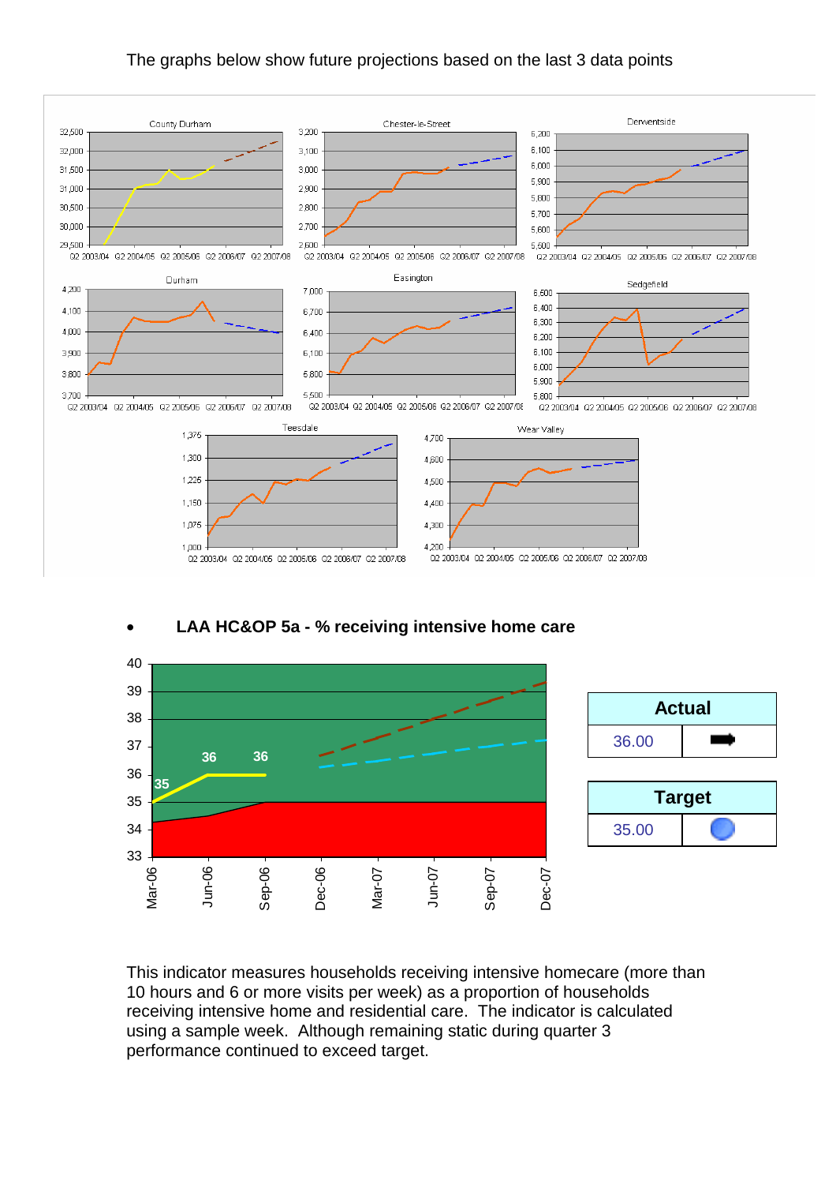The graphs below show future projections based on the last 3 data points

- **LAA HC&OP 5a - % receiving intensive home care**

| Actual | |
|---|---|
| 36.00 | ➡ |

| Target | |
|---|---|
| 35.00 | ● |

This indicator measures households receiving intensive homecare (more than 10 hours and 6 or more visits per week) as a proportion of households receiving intensive home and residential care. The indicator is calculated using a sample week. Although remaining static during quarter 3 performance continued to exceed target.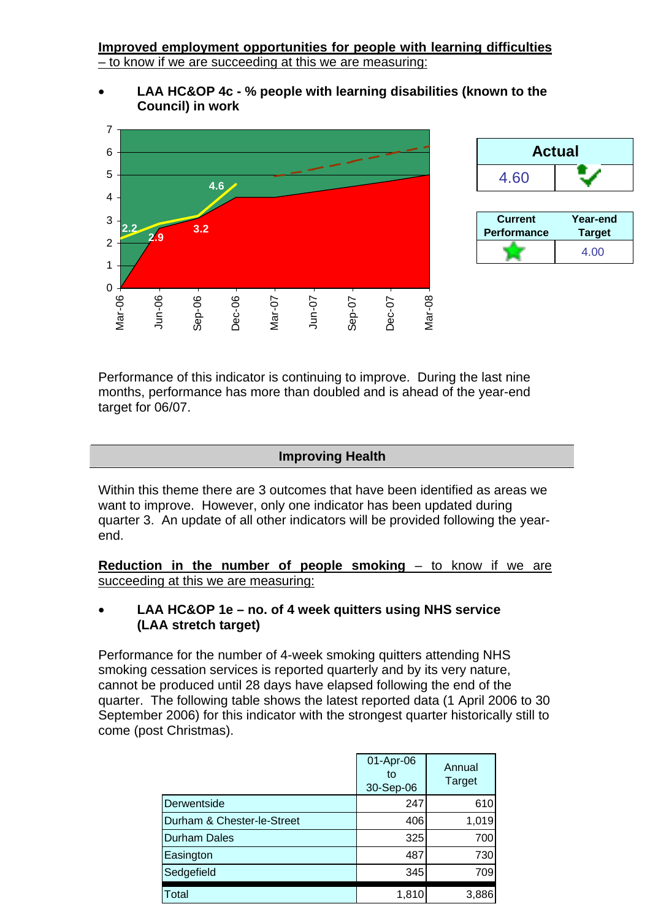**Improved employment opportunities for people with learning difficulties** – to know if we are succeeding at this we are measuring:

- **LAA HC&OP 4c - % people with learning disabilities (known to the Council) in work**

| Actual | |
|---|---|
| 4.60 | |

| Current Performance | Year-end Target |
|---|---|
| | 4.00 |

Performance of this indicator is continuing to improve. During the last nine months, performance has more than doubled and is ahead of the year-end target for 06/07.

## Improving Health

Within this theme there are 3 outcomes that have been identified as areas we want to improve. However, only one indicator has been updated during quarter 3. An update of all other indicators will be provided following the year-end.

**Reduction in the number of people smoking** – to know if we are succeeding at this we are measuring:

- **LAA HC&OP 1e – no. of 4 week quitters using NHS service (LAA stretch target)**

Performance for the number of 4-week smoking quitters attending NHS smoking cessation services is reported quarterly and by its very nature, cannot be produced until 28 days have elapsed following the end of the quarter. The following table shows the latest reported data (1 April 2006 to 30 September 2006) for this indicator with the strongest quarter historically still to come (post Christmas).

| | 01-Apr-06 to 30-Sep-06 | Annual Target |
|---|---|---|
| Derwentside | 247 | 610 |
| Durham & Chester-le-Street | 406 | 1,019 |
| Durham Dales | 325 | 700 |
| Easington | 487 | 730 |
| Sedgefield | 345 | 709 |
| Total | 1,810 | 3,886 |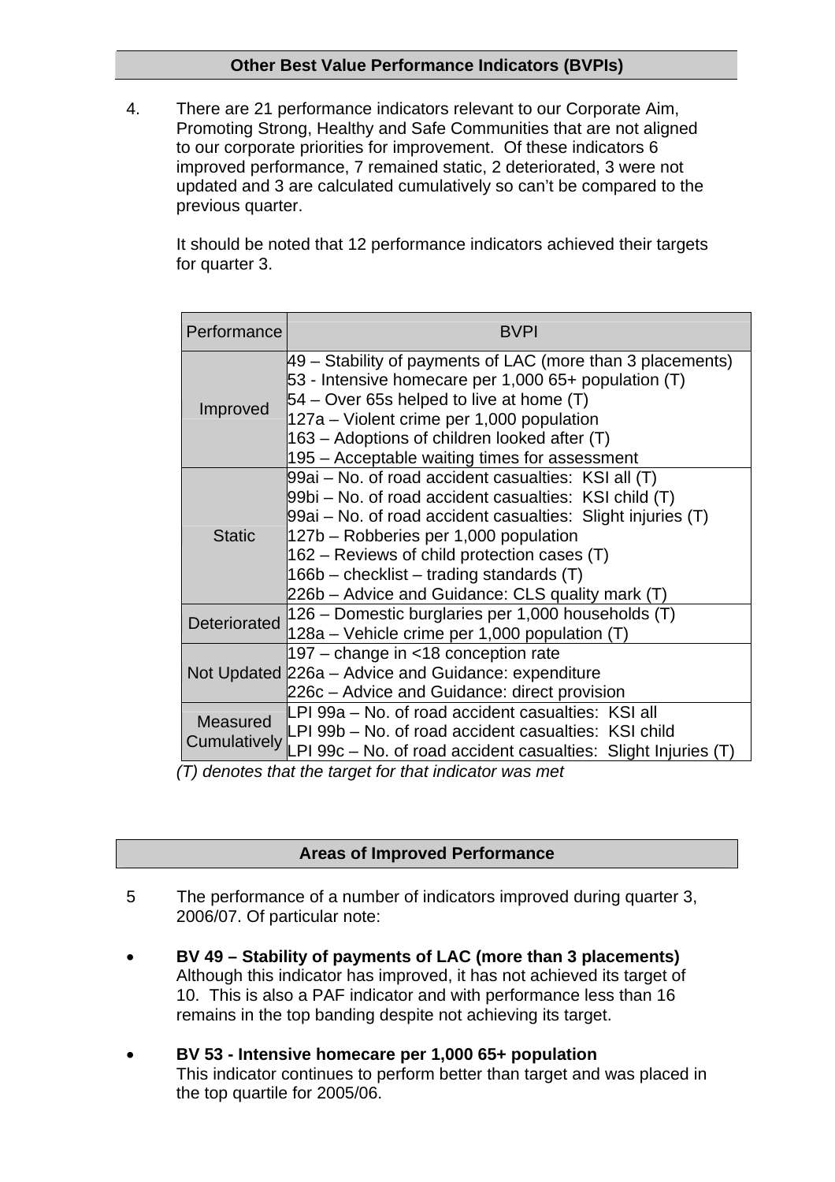## Other Best Value Performance Indicators (BVPIs)

4. There are 21 performance indicators relevant to our Corporate Aim, Promoting Strong, Healthy and Safe Communities that are not aligned to our corporate priorities for improvement. Of these indicators 6 improved performance, 7 remained static, 2 deteriorated, 3 were not updated and 3 are calculated cumulatively so can't be compared to the previous quarter.

   It should be noted that 12 performance indicators achieved their targets for quarter 3.

| Performance | BVPI |
|---|---|
| Improved | 49 – Stability of payments of LAC (more than 3 placements)<br>53 - Intensive homecare per 1,000 65+ population (T)<br>54 – Over 65s helped to live at home (T)<br>127a – Violent crime per 1,000 population<br>163 – Adoptions of children looked after (T)<br>195 – Acceptable waiting times for assessment |
| Static | 99ai – No. of road accident casualties: KSI all (T)<br>99bi – No. of road accident casualties: KSI child (T)<br>99ai – No. of road accident casualties: Slight injuries (T)<br>127b – Robberies per 1,000 population<br>162 – Reviews of child protection cases (T)<br>166b – checklist – trading standards (T)<br>226b – Advice and Guidance: CLS quality mark (T) |
| Deteriorated | 126 – Domestic burglaries per 1,000 households (T)<br>128a – Vehicle crime per 1,000 population (T) |
| Not Updated | 197 – change in <18 conception rate<br>226a – Advice and Guidance: expenditure<br>226c – Advice and Guidance: direct provision |
| Measured Cumulatively | LPI 99a – No. of road accident casualties: KSI all<br>LPI 99b – No. of road accident casualties: KSI child<br>LPI 99c – No. of road accident casualties: Slight Injuries (T) |

*(T) denotes that the target for that indicator was met*

## Areas of Improved Performance

5. The performance of a number of indicators improved during quarter 3, 2006/07. Of particular note:

- **BV 49 – Stability of payments of LAC (more than 3 placements)**
  Although this indicator has improved, it has not achieved its target of 10. This is also a PAF indicator and with performance less than 16 remains in the top banding despite not achieving its target.

- **BV 53 - Intensive homecare per 1,000 65+ population**
  This indicator continues to perform better than target and was placed in the top quartile for 2005/06.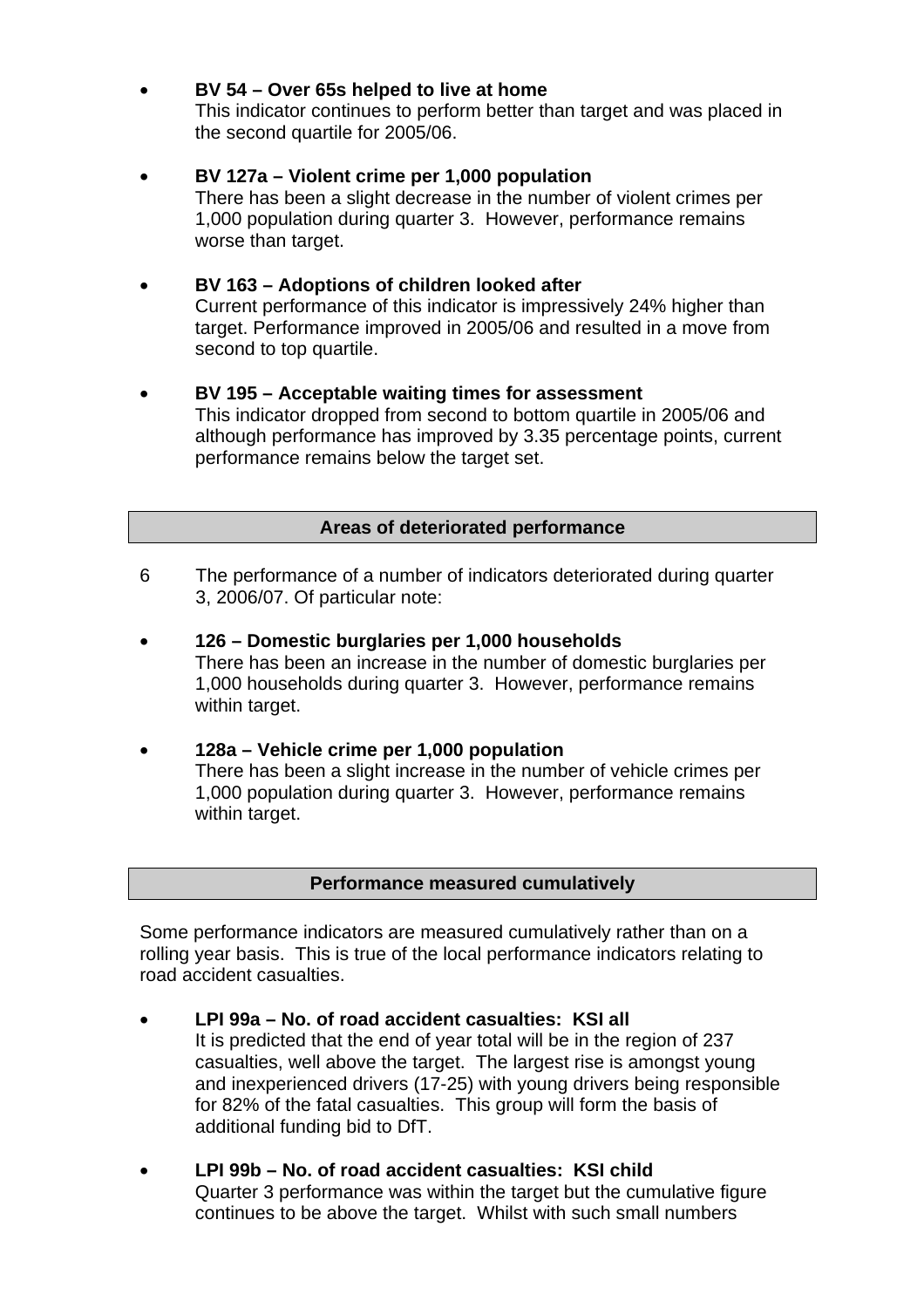- **BV 54 – Over 65s helped to live at home**
  This indicator continues to perform better than target and was placed in the second quartile for 2005/06.

- **BV 127a – Violent crime per 1,000 population**
  There has been a slight decrease in the number of violent crimes per 1,000 population during quarter 3. However, performance remains worse than target.

- **BV 163 – Adoptions of children looked after**
  Current performance of this indicator is impressively 24% higher than target. Performance improved in 2005/06 and resulted in a move from second to top quartile.

- **BV 195 – Acceptable waiting times for assessment**
  This indicator dropped from second to bottom quartile in 2005/06 and although performance has improved by 3.35 percentage points, current performance remains below the target set.

## Areas of deteriorated performance

6 The performance of a number of indicators deteriorated during quarter 3, 2006/07. Of particular note:

- **126 – Domestic burglaries per 1,000 households**
  There has been an increase in the number of domestic burglaries per 1,000 households during quarter 3. However, performance remains within target.

- **128a – Vehicle crime per 1,000 population**
  There has been a slight increase in the number of vehicle crimes per 1,000 population during quarter 3. However, performance remains within target.

## Performance measured cumulatively

Some performance indicators are measured cumulatively rather than on a rolling year basis. This is true of the local performance indicators relating to road accident casualties.

- **LPI 99a – No. of road accident casualties: KSI all**
  It is predicted that the end of year total will be in the region of 237 casualties, well above the target. The largest rise is amongst young and inexperienced drivers (17-25) with young drivers being responsible for 82% of the fatal casualties. This group will form the basis of additional funding bid to DfT.

- **LPI 99b – No. of road accident casualties: KSI child**
  Quarter 3 performance was within the target but the cumulative figure continues to be above the target. Whilst with such small numbers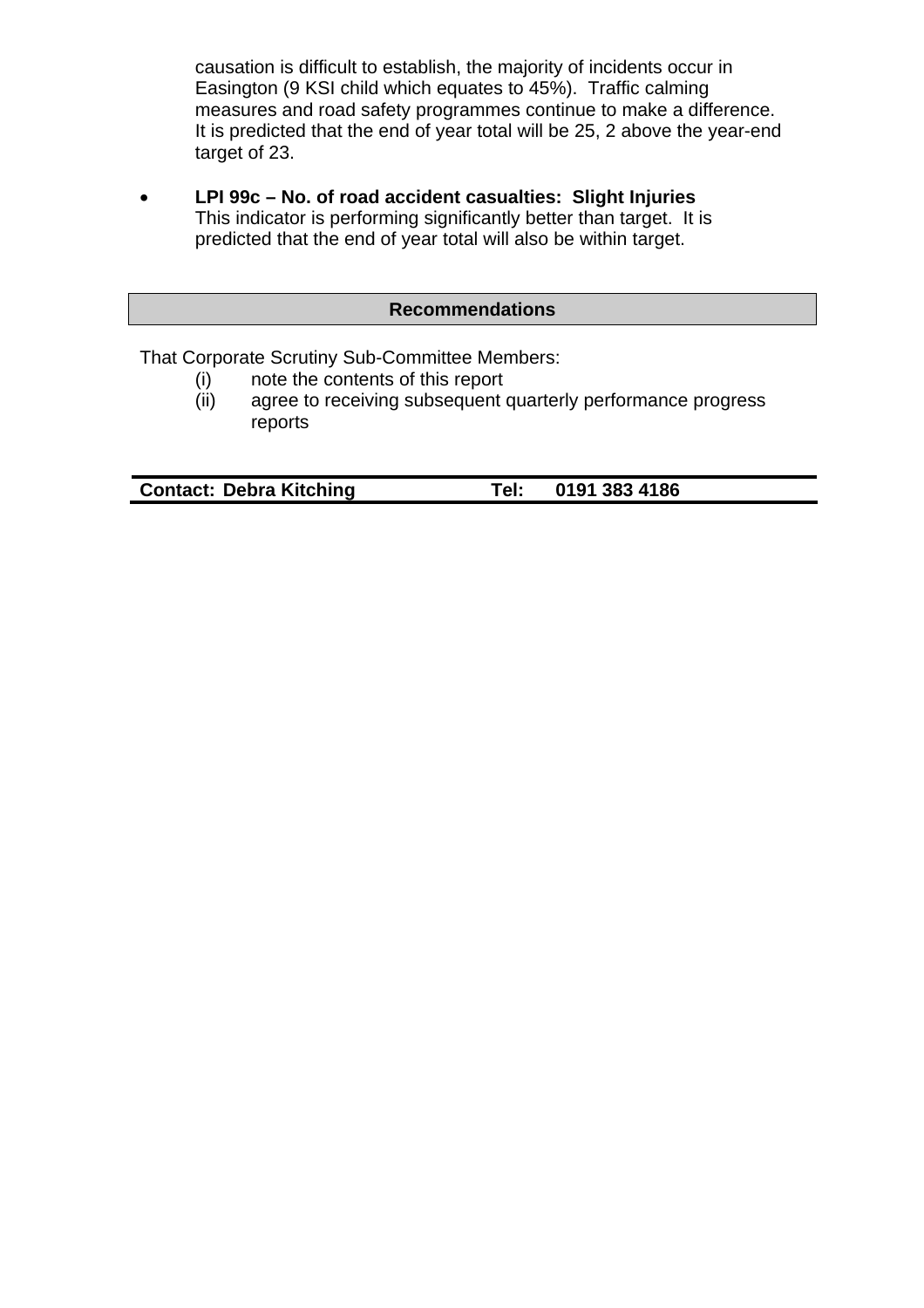causation is difficult to establish, the majority of incidents occur in Easington (9 KSI child which equates to 45%). Traffic calming measures and road safety programmes continue to make a difference. It is predicted that the end of year total will be 25, 2 above the year-end target of 23.

- **LPI 99c – No. of road accident casualties: Slight Injuries**
  This indicator is performing significantly better than target. It is predicted that the end of year total will also be within target.

## Recommendations

That Corporate Scrutiny Sub-Committee Members:

- (i) note the contents of this report
- (ii) agree to receiving subsequent quarterly performance progress reports

**Contact: Debra Kitching** **Tel: 0191 383 4186**